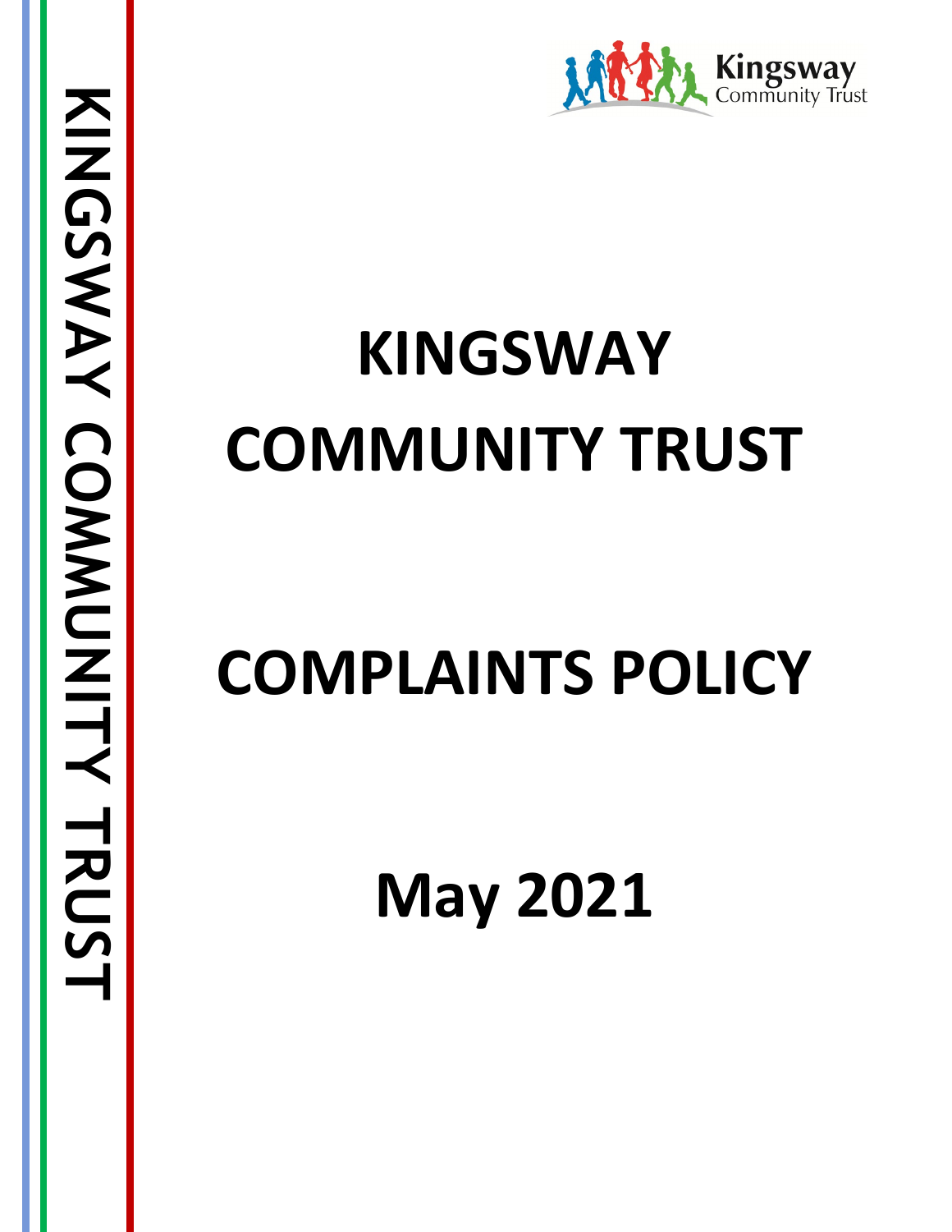Kingsway Community Trust

KINGSWAY COMMUNITY TRUST

# KINGSWAY COMMUNITY TRUST

# COMPLAINTS POLICY

# May 2021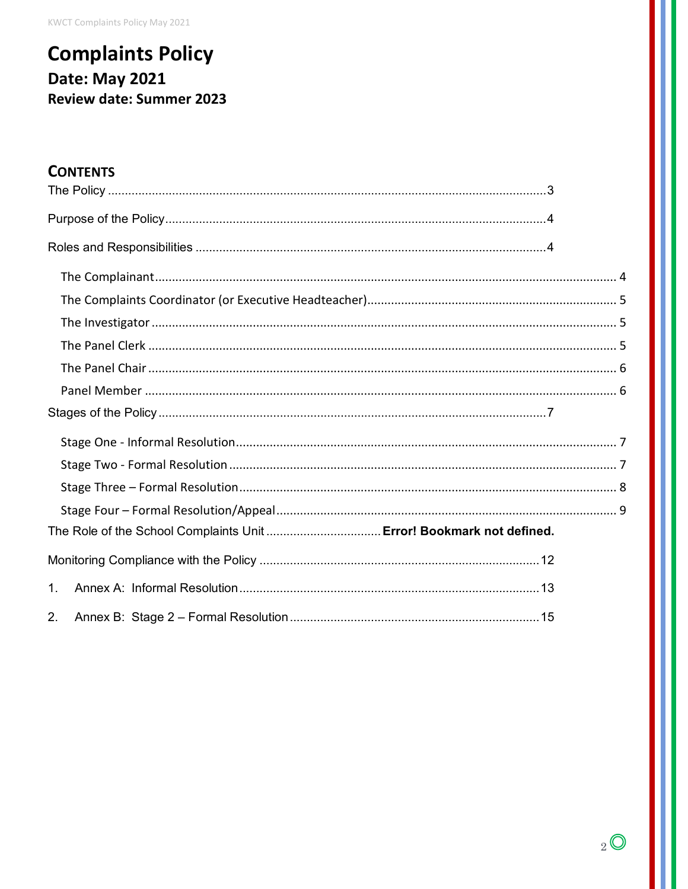# Complaints Policy

## Date: May 2021

### Review date: Summer 2023

## CONTENTS

The Policy ....................................................................................................................3

Purpose of the Policy....................................................................................................4

Roles and Responsibilities ...........................................................................................4

- The Complainant ................................................................................................... 4
- The Complaints Coordinator (or Executive Headteacher)..................................... 5
- The Investigator ..................................................................................................... 5
- The Panel Clerk ..................................................................................................... 5
- The Panel Chair ..................................................................................................... 6
- Panel Member ....................................................................................................... 6

Stages of the Policy ......................................................................................................7

- Stage One - Informal Resolution............................................................................ 7
- Stage Two - Formal Resolution ............................................................................. 7
- Stage Three – Formal Resolution.......................................................................... 8
- Stage Four – Formal Resolution/Appeal ................................................................ 9

The Role of the School Complaints Unit ..................................**Error! Bookmark not defined.**

Monitoring Compliance with the Policy ......................................................................12

1. Annex A: Informal Resolution .............................................................................13
2. Annex B: Stage 2 – Formal Resolution ...............................................................15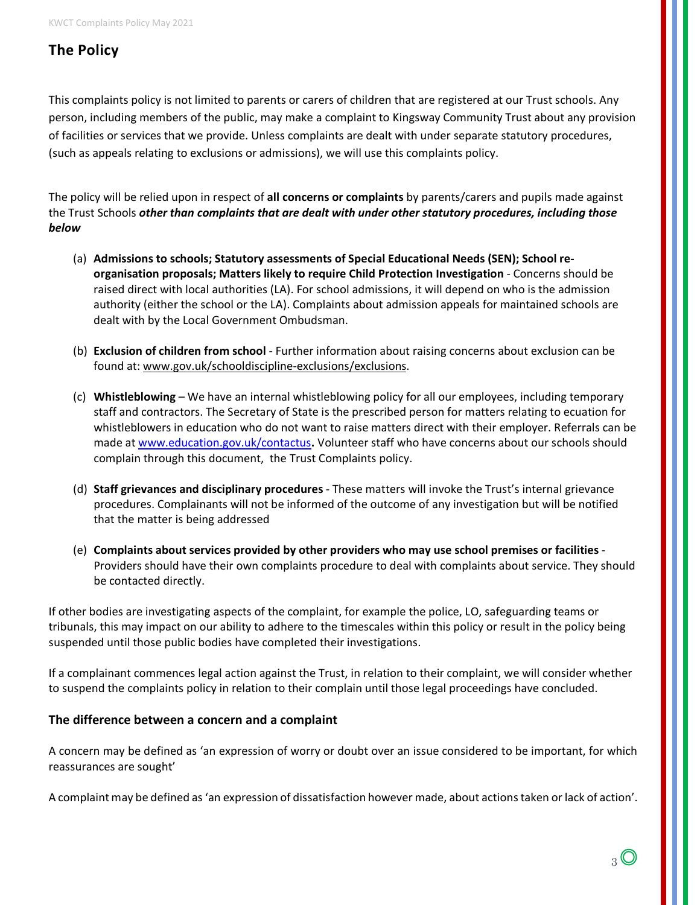## The Policy

This complaints policy is not limited to parents or carers of children that are registered at our Trust schools. Any person, including members of the public, may make a complaint to Kingsway Community Trust about any provision of facilities or services that we provide. Unless complaints are dealt with under separate statutory procedures, (such as appeals relating to exclusions or admissions), we will use this complaints policy.

The policy will be relied upon in respect of **all concerns or complaints** by parents/carers and pupils made against the Trust Schools ***other than complaints that are dealt with under other statutory procedures, including those below***

(a) **Admissions to schools; Statutory assessments of Special Educational Needs (SEN); School re-organisation proposals; Matters likely to require Child Protection Investigation** - Concerns should be raised direct with local authorities (LA). For school admissions, it will depend on who is the admission authority (either the school or the LA). Complaints about admission appeals for maintained schools are dealt with by the Local Government Ombudsman.

(b) **Exclusion of children from school** - Further information about raising concerns about exclusion can be found at: www.gov.uk/schooldiscipline-exclusions/exclusions.

(c) **Whistleblowing** – We have an internal whistleblowing policy for all our employees, including temporary staff and contractors. The Secretary of State is the prescribed person for matters relating to ecuation for whistleblowers in education who do not want to raise matters direct with their employer. Referrals can be made at www.education.gov.uk/contactus**.** Volunteer staff who have concerns about our schools should complain through this document, the Trust Complaints policy.

(d) **Staff grievances and disciplinary procedures** - These matters will invoke the Trust's internal grievance procedures. Complainants will not be informed of the outcome of any investigation but will be notified that the matter is being addressed

(e) **Complaints about services provided by other providers who may use school premises or facilities** - Providers should have their own complaints procedure to deal with complaints about service. They should be contacted directly.

If other bodies are investigating aspects of the complaint, for example the police, LO, safeguarding teams or tribunals, this may impact on our ability to adhere to the timescales within this policy or result in the policy being suspended until those public bodies have completed their investigations.

If a complainant commences legal action against the Trust, in relation to their complaint, we will consider whether to suspend the complaints policy in relation to their complain until those legal proceedings have concluded.

### The difference between a concern and a complaint

A concern may be defined as 'an expression of worry or doubt over an issue considered to be important, for which reassurances are sought'

A complaint may be defined as 'an expression of dissatisfaction however made, about actions taken or lack of action'.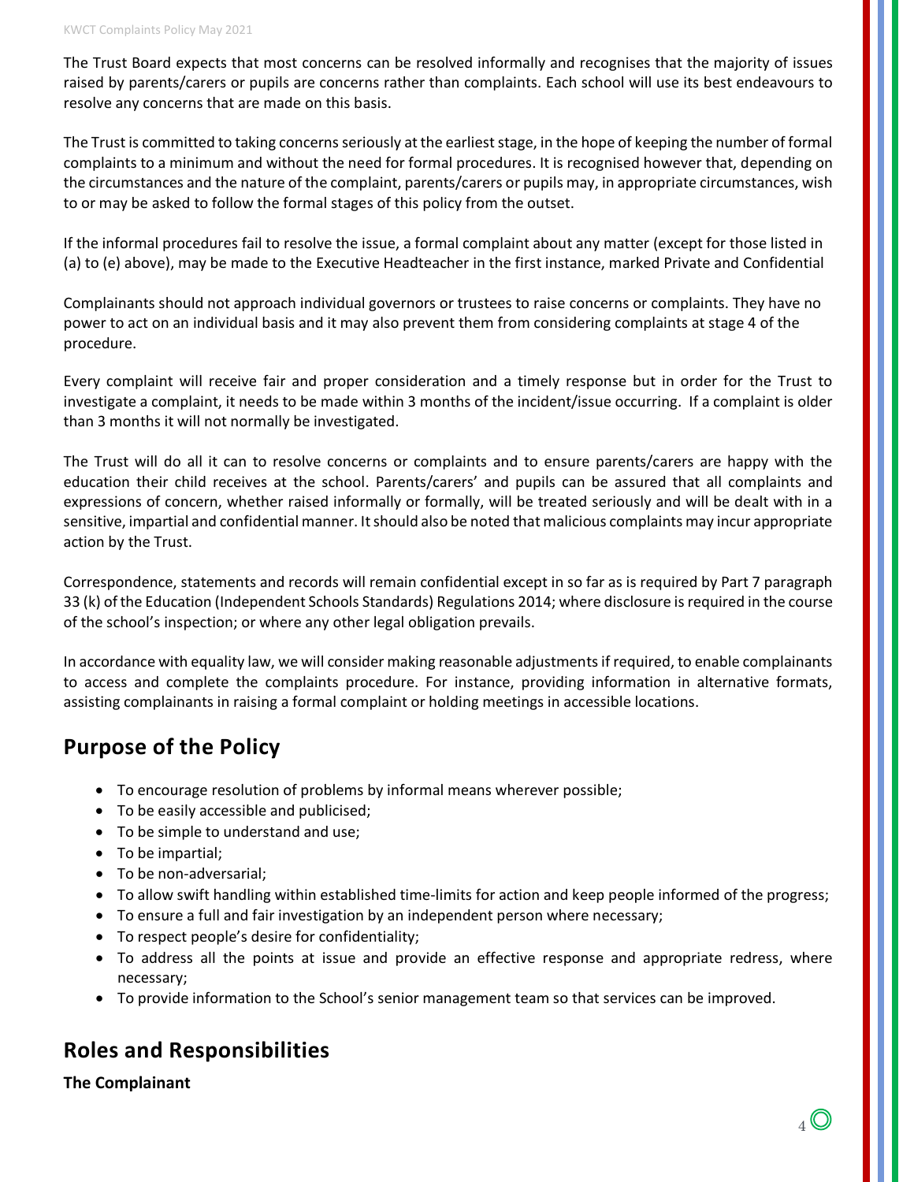The Trust Board expects that most concerns can be resolved informally and recognises that the majority of issues raised by parents/carers or pupils are concerns rather than complaints. Each school will use its best endeavours to resolve any concerns that are made on this basis.

The Trust is committed to taking concerns seriously at the earliest stage, in the hope of keeping the number of formal complaints to a minimum and without the need for formal procedures. It is recognised however that, depending on the circumstances and the nature of the complaint, parents/carers or pupils may, in appropriate circumstances, wish to or may be asked to follow the formal stages of this policy from the outset.

If the informal procedures fail to resolve the issue, a formal complaint about any matter (except for those listed in (a) to (e) above), may be made to the Executive Headteacher in the first instance, marked Private and Confidential

Complainants should not approach individual governors or trustees to raise concerns or complaints. They have no power to act on an individual basis and it may also prevent them from considering complaints at stage 4 of the procedure.

Every complaint will receive fair and proper consideration and a timely response but in order for the Trust to investigate a complaint, it needs to be made within 3 months of the incident/issue occurring. If a complaint is older than 3 months it will not normally be investigated.

The Trust will do all it can to resolve concerns or complaints and to ensure parents/carers are happy with the education their child receives at the school. Parents/carers' and pupils can be assured that all complaints and expressions of concern, whether raised informally or formally, will be treated seriously and will be dealt with in a sensitive, impartial and confidential manner. It should also be noted that malicious complaints may incur appropriate action by the Trust.

Correspondence, statements and records will remain confidential except in so far as is required by Part 7 paragraph 33 (k) of the Education (Independent Schools Standards) Regulations 2014; where disclosure is required in the course of the school's inspection; or where any other legal obligation prevails.

In accordance with equality law, we will consider making reasonable adjustments if required, to enable complainants to access and complete the complaints procedure. For instance, providing information in alternative formats, assisting complainants in raising a formal complaint or holding meetings in accessible locations.

## Purpose of the Policy

- To encourage resolution of problems by informal means wherever possible;
- To be easily accessible and publicised;
- To be simple to understand and use;
- To be impartial;
- To be non-adversarial;
- To allow swift handling within established time-limits for action and keep people informed of the progress;
- To ensure a full and fair investigation by an independent person where necessary;
- To respect people's desire for confidentiality;
- To address all the points at issue and provide an effective response and appropriate redress, where necessary;
- To provide information to the School's senior management team so that services can be improved.

## Roles and Responsibilities

**The Complainant**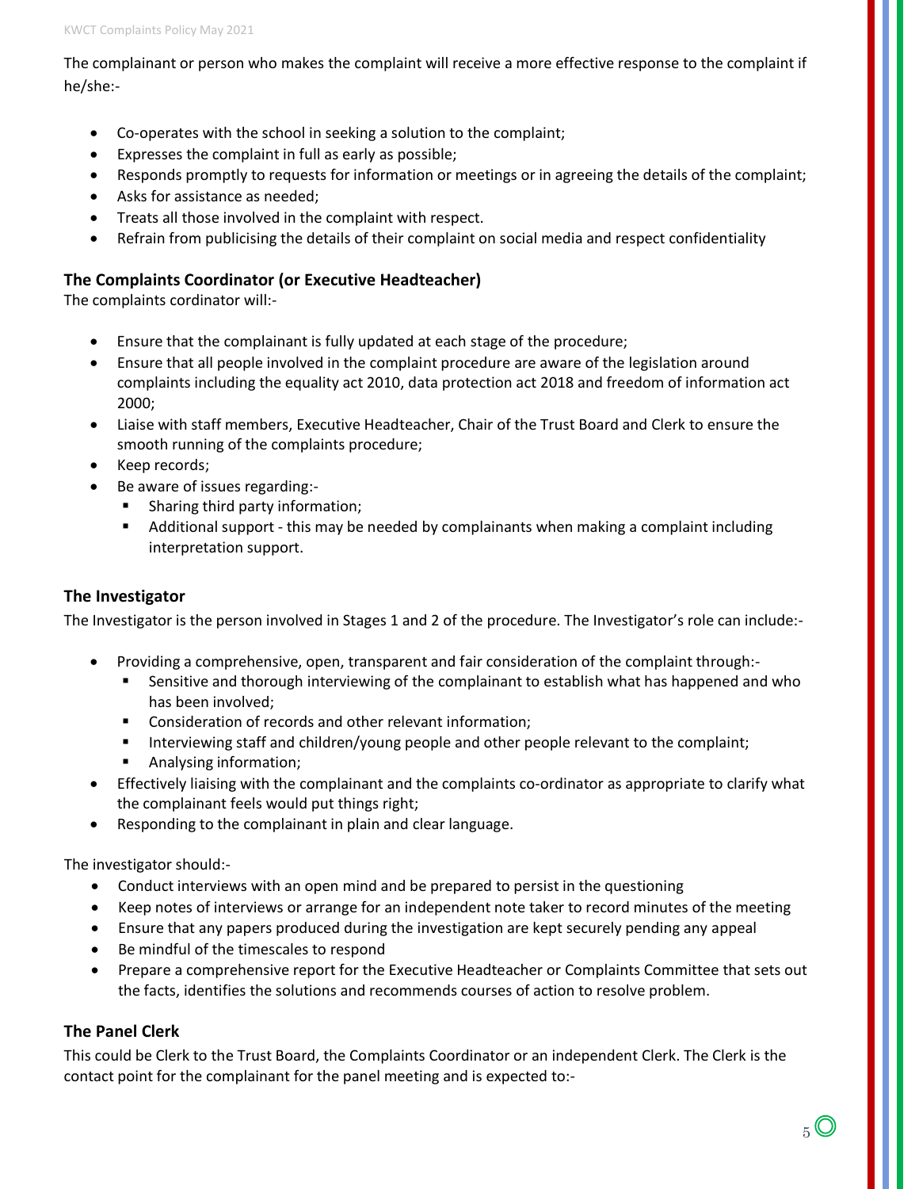The complainant or person who makes the complaint will receive a more effective response to the complaint if he/she:-

- Co-operates with the school in seeking a solution to the complaint;
- Expresses the complaint in full as early as possible;
- Responds promptly to requests for information or meetings or in agreeing the details of the complaint;
- Asks for assistance as needed;
- Treats all those involved in the complaint with respect.
- Refrain from publicising the details of their complaint on social media and respect confidentiality

### The Complaints Coordinator (or Executive Headteacher)

The complaints cordinator will:-

- Ensure that the complainant is fully updated at each stage of the procedure;
- Ensure that all people involved in the complaint procedure are aware of the legislation around complaints including the equality act 2010, data protection act 2018 and freedom of information act 2000;
- Liaise with staff members, Executive Headteacher, Chair of the Trust Board and Clerk to ensure the smooth running of the complaints procedure;
- Keep records;
- Be aware of issues regarding:-
  - Sharing third party information;
  - Additional support - this may be needed by complainants when making a complaint including interpretation support.

### The Investigator

The Investigator is the person involved in Stages 1 and 2 of the procedure. The Investigator's role can include:-

- Providing a comprehensive, open, transparent and fair consideration of the complaint through:-
  - Sensitive and thorough interviewing of the complainant to establish what has happened and who has been involved;
  - Consideration of records and other relevant information;
  - Interviewing staff and children/young people and other people relevant to the complaint;
  - Analysing information;
- Effectively liaising with the complainant and the complaints co-ordinator as appropriate to clarify what the complainant feels would put things right;
- Responding to the complainant in plain and clear language.

The investigator should:-

- Conduct interviews with an open mind and be prepared to persist in the questioning
- Keep notes of interviews or arrange for an independent note taker to record minutes of the meeting
- Ensure that any papers produced during the investigation are kept securely pending any appeal
- Be mindful of the timescales to respond
- Prepare a comprehensive report for the Executive Headteacher or Complaints Committee that sets out the facts, identifies the solutions and recommends courses of action to resolve problem.

### The Panel Clerk

This could be Clerk to the Trust Board, the Complaints Coordinator or an independent Clerk. The Clerk is the contact point for the complainant for the panel meeting and is expected to:-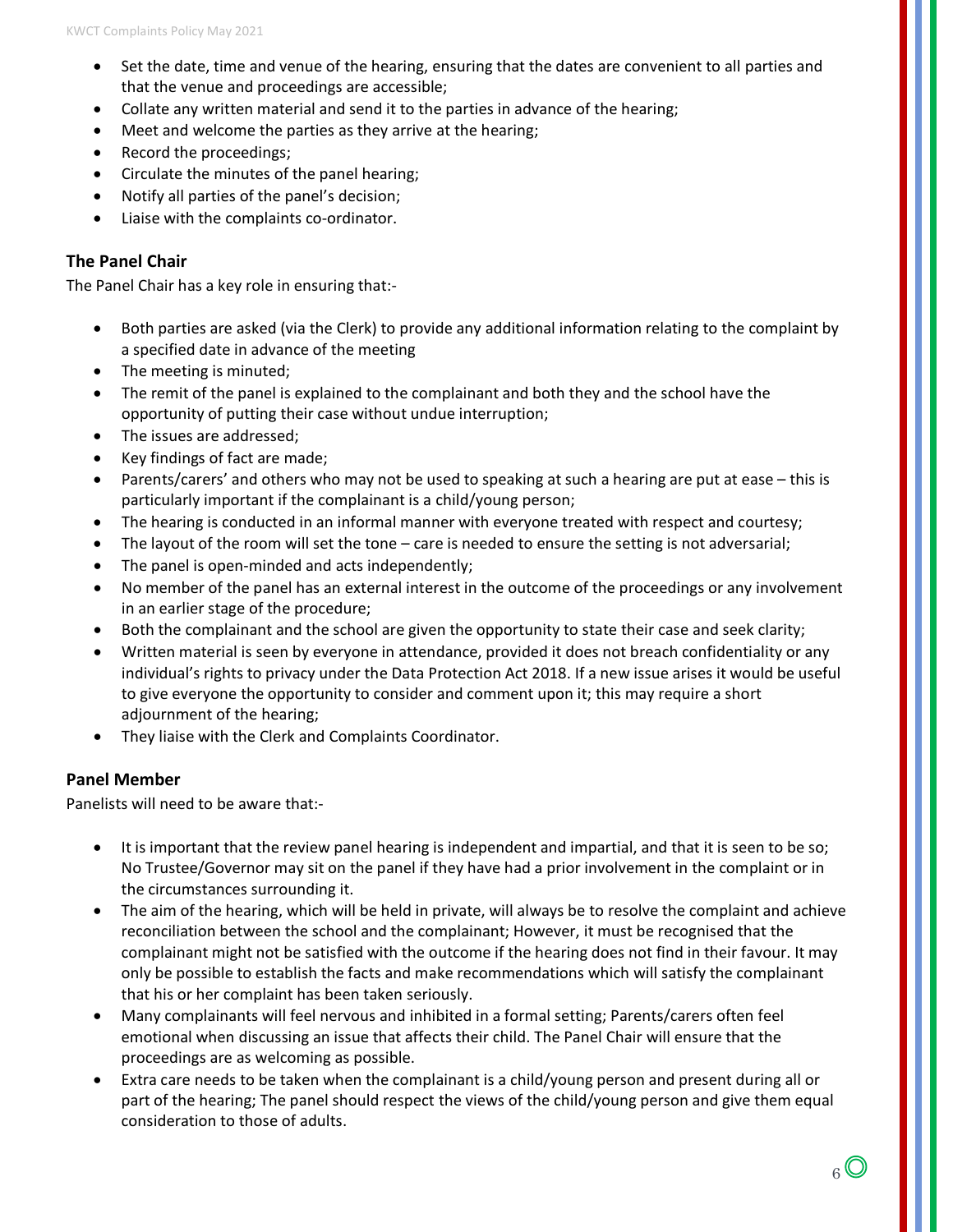- Set the date, time and venue of the hearing, ensuring that the dates are convenient to all parties and that the venue and proceedings are accessible;
- Collate any written material and send it to the parties in advance of the hearing;
- Meet and welcome the parties as they arrive at the hearing;
- Record the proceedings;
- Circulate the minutes of the panel hearing;
- Notify all parties of the panel's decision;
- Liaise with the complaints co-ordinator.

### The Panel Chair

The Panel Chair has a key role in ensuring that:-

- Both parties are asked (via the Clerk) to provide any additional information relating to the complaint by a specified date in advance of the meeting
- The meeting is minuted;
- The remit of the panel is explained to the complainant and both they and the school have the opportunity of putting their case without undue interruption;
- The issues are addressed;
- Key findings of fact are made;
- Parents/carers' and others who may not be used to speaking at such a hearing are put at ease – this is particularly important if the complainant is a child/young person;
- The hearing is conducted in an informal manner with everyone treated with respect and courtesy;
- The layout of the room will set the tone – care is needed to ensure the setting is not adversarial;
- The panel is open-minded and acts independently;
- No member of the panel has an external interest in the outcome of the proceedings or any involvement in an earlier stage of the procedure;
- Both the complainant and the school are given the opportunity to state their case and seek clarity;
- Written material is seen by everyone in attendance, provided it does not breach confidentiality or any individual's rights to privacy under the Data Protection Act 2018. If a new issue arises it would be useful to give everyone the opportunity to consider and comment upon it; this may require a short adjournment of the hearing;
- They liaise with the Clerk and Complaints Coordinator.

### Panel Member

Panelists will need to be aware that:-

- It is important that the review panel hearing is independent and impartial, and that it is seen to be so; No Trustee/Governor may sit on the panel if they have had a prior involvement in the complaint or in the circumstances surrounding it.
- The aim of the hearing, which will be held in private, will always be to resolve the complaint and achieve reconciliation between the school and the complainant; However, it must be recognised that the complainant might not be satisfied with the outcome if the hearing does not find in their favour. It may only be possible to establish the facts and make recommendations which will satisfy the complainant that his or her complaint has been taken seriously.
- Many complainants will feel nervous and inhibited in a formal setting; Parents/carers often feel emotional when discussing an issue that affects their child. The Panel Chair will ensure that the proceedings are as welcoming as possible.
- Extra care needs to be taken when the complainant is a child/young person and present during all or part of the hearing; The panel should respect the views of the child/young person and give them equal consideration to those of adults.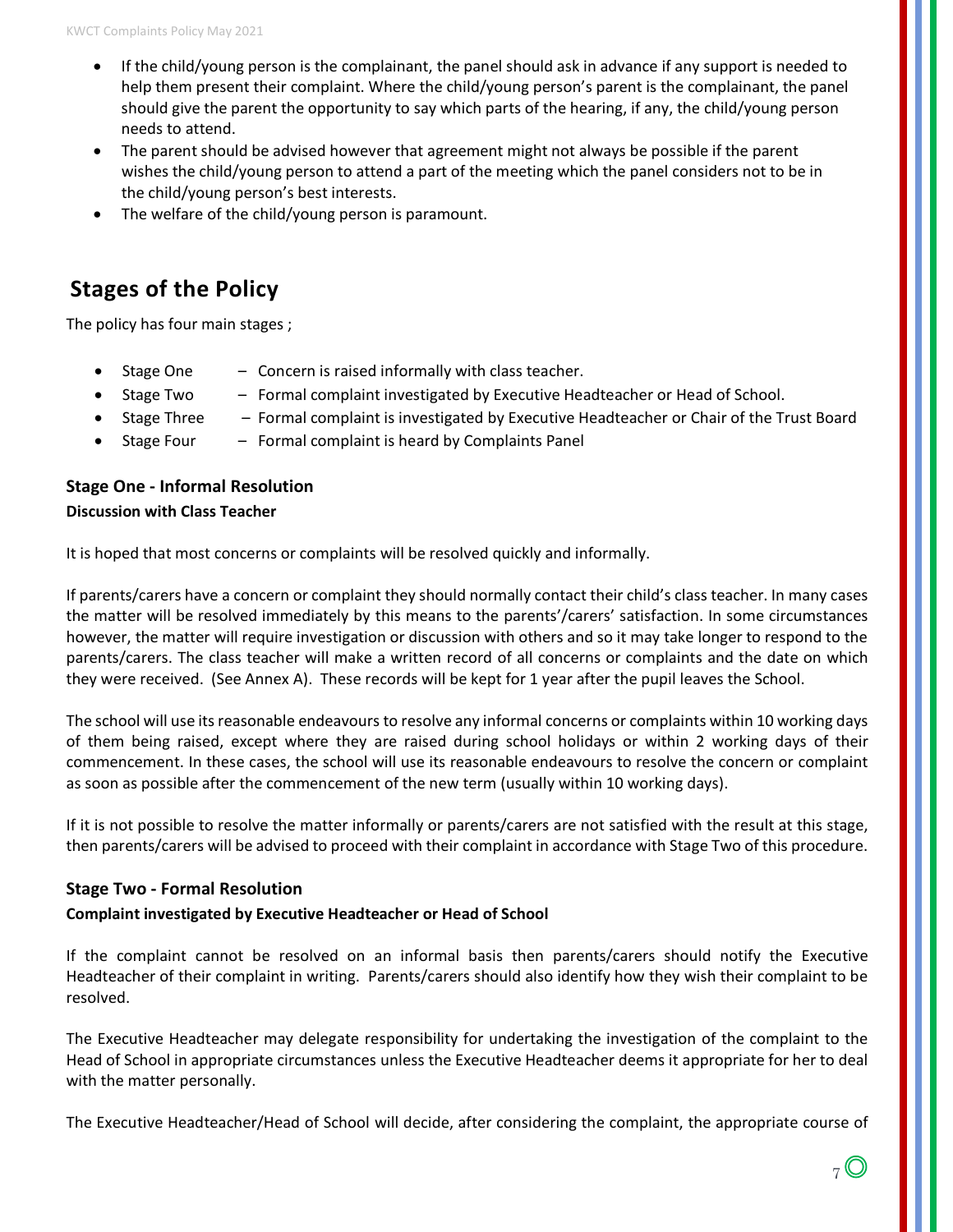- If the child/young person is the complainant, the panel should ask in advance if any support is needed to help them present their complaint. Where the child/young person's parent is the complainant, the panel should give the parent the opportunity to say which parts of the hearing, if any, the child/young person needs to attend.
- The parent should be advised however that agreement might not always be possible if the parent wishes the child/young person to attend a part of the meeting which the panel considers not to be in the child/young person's best interests.
- The welfare of the child/young person is paramount.

## Stages of the Policy

The policy has four main stages ;

- Stage One – Concern is raised informally with class teacher.
- Stage Two – Formal complaint investigated by Executive Headteacher or Head of School.
- Stage Three – Formal complaint is investigated by Executive Headteacher or Chair of the Trust Board
- Stage Four – Formal complaint is heard by Complaints Panel

### Stage One - Informal Resolution

**Discussion with Class Teacher**

It is hoped that most concerns or complaints will be resolved quickly and informally.

If parents/carers have a concern or complaint they should normally contact their child's class teacher. In many cases the matter will be resolved immediately by this means to the parents'/carers' satisfaction. In some circumstances however, the matter will require investigation or discussion with others and so it may take longer to respond to the parents/carers. The class teacher will make a written record of all concerns or complaints and the date on which they were received. (See Annex A). These records will be kept for 1 year after the pupil leaves the School.

The school will use its reasonable endeavours to resolve any informal concerns or complaints within 10 working days of them being raised, except where they are raised during school holidays or within 2 working days of their commencement. In these cases, the school will use its reasonable endeavours to resolve the concern or complaint as soon as possible after the commencement of the new term (usually within 10 working days).

If it is not possible to resolve the matter informally or parents/carers are not satisfied with the result at this stage, then parents/carers will be advised to proceed with their complaint in accordance with Stage Two of this procedure.

### Stage Two - Formal Resolution

**Complaint investigated by Executive Headteacher or Head of School**

If the complaint cannot be resolved on an informal basis then parents/carers should notify the Executive Headteacher of their complaint in writing. Parents/carers should also identify how they wish their complaint to be resolved.

The Executive Headteacher may delegate responsibility for undertaking the investigation of the complaint to the Head of School in appropriate circumstances unless the Executive Headteacher deems it appropriate for her to deal with the matter personally.

The Executive Headteacher/Head of School will decide, after considering the complaint, the appropriate course of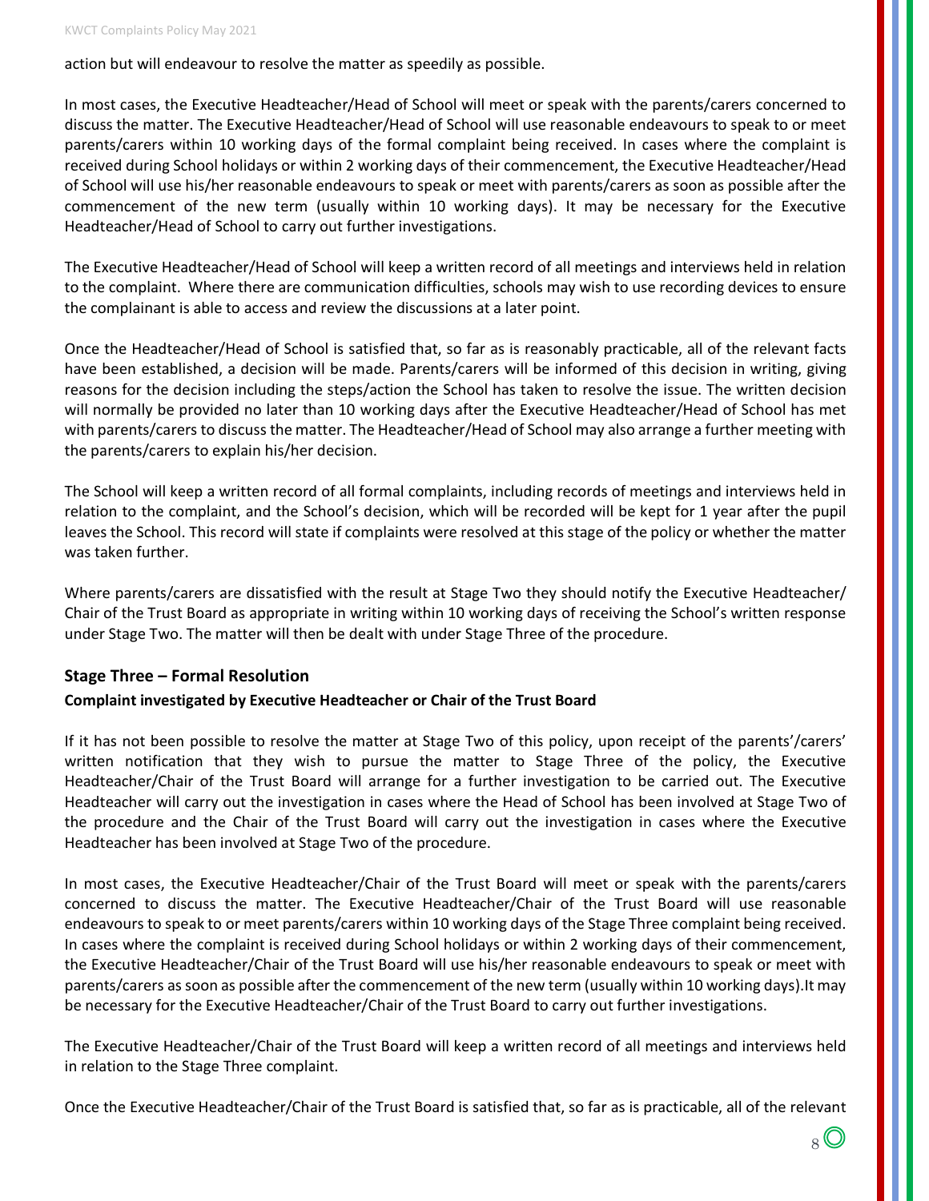action but will endeavour to resolve the matter as speedily as possible.

In most cases, the Executive Headteacher/Head of School will meet or speak with the parents/carers concerned to discuss the matter. The Executive Headteacher/Head of School will use reasonable endeavours to speak to or meet parents/carers within 10 working days of the formal complaint being received. In cases where the complaint is received during School holidays or within 2 working days of their commencement, the Executive Headteacher/Head of School will use his/her reasonable endeavours to speak or meet with parents/carers as soon as possible after the commencement of the new term (usually within 10 working days). It may be necessary for the Executive Headteacher/Head of School to carry out further investigations.

The Executive Headteacher/Head of School will keep a written record of all meetings and interviews held in relation to the complaint. Where there are communication difficulties, schools may wish to use recording devices to ensure the complainant is able to access and review the discussions at a later point.

Once the Headteacher/Head of School is satisfied that, so far as is reasonably practicable, all of the relevant facts have been established, a decision will be made. Parents/carers will be informed of this decision in writing, giving reasons for the decision including the steps/action the School has taken to resolve the issue. The written decision will normally be provided no later than 10 working days after the Executive Headteacher/Head of School has met with parents/carers to discuss the matter. The Headteacher/Head of School may also arrange a further meeting with the parents/carers to explain his/her decision.

The School will keep a written record of all formal complaints, including records of meetings and interviews held in relation to the complaint, and the School's decision, which will be recorded will be kept for 1 year after the pupil leaves the School. This record will state if complaints were resolved at this stage of the policy or whether the matter was taken further.

Where parents/carers are dissatisfied with the result at Stage Two they should notify the Executive Headteacher/ Chair of the Trust Board as appropriate in writing within 10 working days of receiving the School's written response under Stage Two. The matter will then be dealt with under Stage Three of the procedure.

## Stage Three – Formal Resolution

**Complaint investigated by Executive Headteacher or Chair of the Trust Board**

If it has not been possible to resolve the matter at Stage Two of this policy, upon receipt of the parents'/carers' written notification that they wish to pursue the matter to Stage Three of the policy, the Executive Headteacher/Chair of the Trust Board will arrange for a further investigation to be carried out. The Executive Headteacher will carry out the investigation in cases where the Head of School has been involved at Stage Two of the procedure and the Chair of the Trust Board will carry out the investigation in cases where the Executive Headteacher has been involved at Stage Two of the procedure.

In most cases, the Executive Headteacher/Chair of the Trust Board will meet or speak with the parents/carers concerned to discuss the matter. The Executive Headteacher/Chair of the Trust Board will use reasonable endeavours to speak to or meet parents/carers within 10 working days of the Stage Three complaint being received. In cases where the complaint is received during School holidays or within 2 working days of their commencement, the Executive Headteacher/Chair of the Trust Board will use his/her reasonable endeavours to speak or meet with parents/carers as soon as possible after the commencement of the new term (usually within 10 working days).It may be necessary for the Executive Headteacher/Chair of the Trust Board to carry out further investigations.

The Executive Headteacher/Chair of the Trust Board will keep a written record of all meetings and interviews held in relation to the Stage Three complaint.

Once the Executive Headteacher/Chair of the Trust Board is satisfied that, so far as is practicable, all of the relevant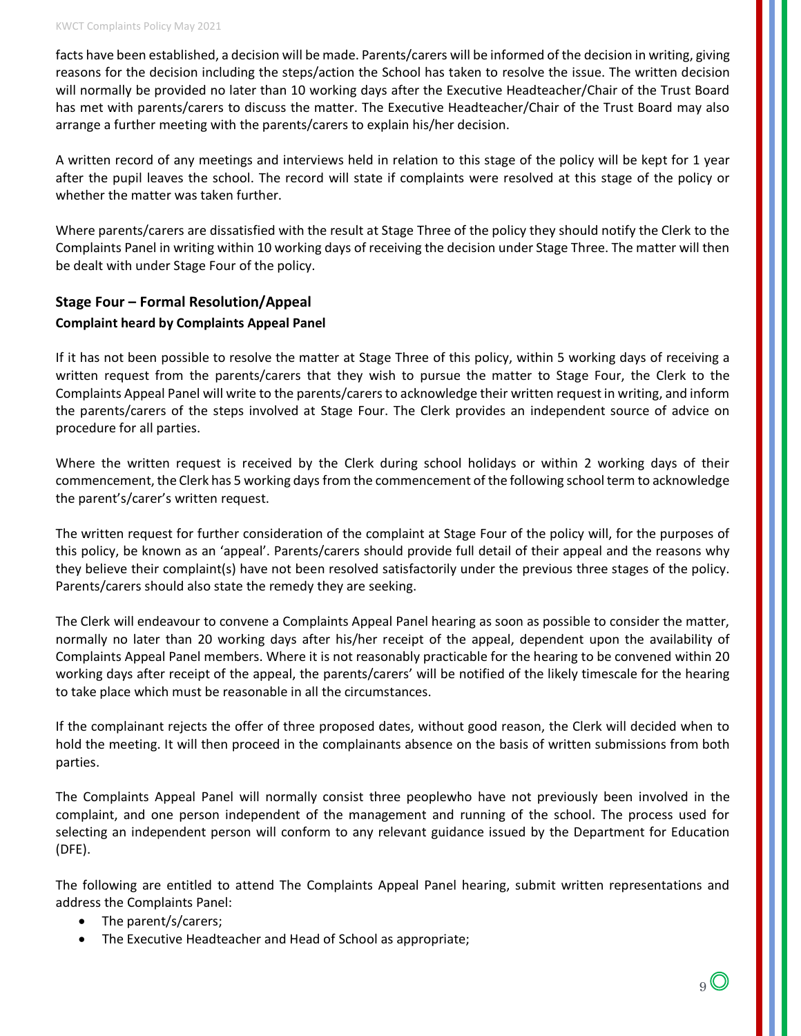facts have been established, a decision will be made. Parents/carers will be informed of the decision in writing, giving reasons for the decision including the steps/action the School has taken to resolve the issue. The written decision will normally be provided no later than 10 working days after the Executive Headteacher/Chair of the Trust Board has met with parents/carers to discuss the matter. The Executive Headteacher/Chair of the Trust Board may also arrange a further meeting with the parents/carers to explain his/her decision.

A written record of any meetings and interviews held in relation to this stage of the policy will be kept for 1 year after the pupil leaves the school. The record will state if complaints were resolved at this stage of the policy or whether the matter was taken further.

Where parents/carers are dissatisfied with the result at Stage Three of the policy they should notify the Clerk to the Complaints Panel in writing within 10 working days of receiving the decision under Stage Three. The matter will then be dealt with under Stage Four of the policy.

## Stage Four – Formal Resolution/Appeal

### Complaint heard by Complaints Appeal Panel

If it has not been possible to resolve the matter at Stage Three of this policy, within 5 working days of receiving a written request from the parents/carers that they wish to pursue the matter to Stage Four, the Clerk to the Complaints Appeal Panel will write to the parents/carers to acknowledge their written request in writing, and inform the parents/carers of the steps involved at Stage Four. The Clerk provides an independent source of advice on procedure for all parties.

Where the written request is received by the Clerk during school holidays or within 2 working days of their commencement, the Clerk has 5 working days from the commencement of the following school term to acknowledge the parent's/carer's written request.

The written request for further consideration of the complaint at Stage Four of the policy will, for the purposes of this policy, be known as an 'appeal'. Parents/carers should provide full detail of their appeal and the reasons why they believe their complaint(s) have not been resolved satisfactorily under the previous three stages of the policy. Parents/carers should also state the remedy they are seeking.

The Clerk will endeavour to convene a Complaints Appeal Panel hearing as soon as possible to consider the matter, normally no later than 20 working days after his/her receipt of the appeal, dependent upon the availability of Complaints Appeal Panel members. Where it is not reasonably practicable for the hearing to be convened within 20 working days after receipt of the appeal, the parents/carers' will be notified of the likely timescale for the hearing to take place which must be reasonable in all the circumstances.

If the complainant rejects the offer of three proposed dates, without good reason, the Clerk will decided when to hold the meeting. It will then proceed in the complainants absence on the basis of written submissions from both parties.

The Complaints Appeal Panel will normally consist three peoplewho have not previously been involved in the complaint, and one person independent of the management and running of the school. The process used for selecting an independent person will conform to any relevant guidance issued by the Department for Education (DFE).

The following are entitled to attend The Complaints Appeal Panel hearing, submit written representations and address the Complaints Panel:

- The parent/s/carers;
- The Executive Headteacher and Head of School as appropriate;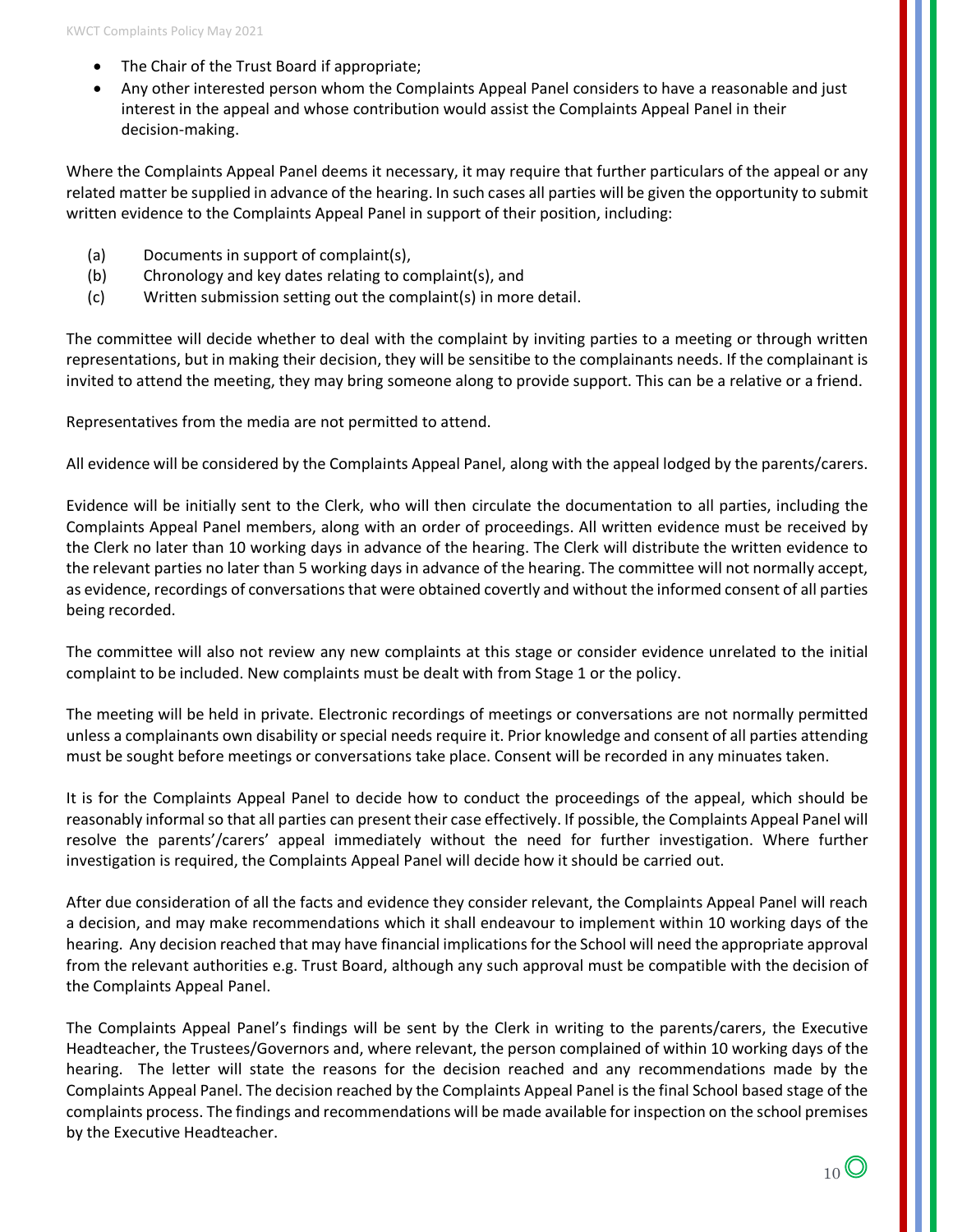- The Chair of the Trust Board if appropriate;
- Any other interested person whom the Complaints Appeal Panel considers to have a reasonable and just interest in the appeal and whose contribution would assist the Complaints Appeal Panel in their decision-making.

Where the Complaints Appeal Panel deems it necessary, it may require that further particulars of the appeal or any related matter be supplied in advance of the hearing. In such cases all parties will be given the opportunity to submit written evidence to the Complaints Appeal Panel in support of their position, including:

(a) Documents in support of complaint(s),
(b) Chronology and key dates relating to complaint(s), and
(c) Written submission setting out the complaint(s) in more detail.

The committee will decide whether to deal with the complaint by inviting parties to a meeting or through written representations, but in making their decision, they will be sensitibe to the complainants needs. If the complainant is invited to attend the meeting, they may bring someone along to provide support. This can be a relative or a friend.

Representatives from the media are not permitted to attend.

All evidence will be considered by the Complaints Appeal Panel, along with the appeal lodged by the parents/carers.

Evidence will be initially sent to the Clerk, who will then circulate the documentation to all parties, including the Complaints Appeal Panel members, along with an order of proceedings. All written evidence must be received by the Clerk no later than 10 working days in advance of the hearing. The Clerk will distribute the written evidence to the relevant parties no later than 5 working days in advance of the hearing. The committee will not normally accept, as evidence, recordings of conversations that were obtained covertly and without the informed consent of all parties being recorded.

The committee will also not review any new complaints at this stage or consider evidence unrelated to the initial complaint to be included. New complaints must be dealt with from Stage 1 or the policy.

The meeting will be held in private. Electronic recordings of meetings or conversations are not normally permitted unless a complainants own disability or special needs require it. Prior knowledge and consent of all parties attending must be sought before meetings or conversations take place. Consent will be recorded in any minuates taken.

It is for the Complaints Appeal Panel to decide how to conduct the proceedings of the appeal, which should be reasonably informal so that all parties can present their case effectively. If possible, the Complaints Appeal Panel will resolve the parents'/carers' appeal immediately without the need for further investigation. Where further investigation is required, the Complaints Appeal Panel will decide how it should be carried out.

After due consideration of all the facts and evidence they consider relevant, the Complaints Appeal Panel will reach a decision, and may make recommendations which it shall endeavour to implement within 10 working days of the hearing. Any decision reached that may have financial implications for the School will need the appropriate approval from the relevant authorities e.g. Trust Board, although any such approval must be compatible with the decision of the Complaints Appeal Panel.

The Complaints Appeal Panel's findings will be sent by the Clerk in writing to the parents/carers, the Executive Headteacher, the Trustees/Governors and, where relevant, the person complained of within 10 working days of the hearing. The letter will state the reasons for the decision reached and any recommendations made by the Complaints Appeal Panel. The decision reached by the Complaints Appeal Panel is the final School based stage of the complaints process. The findings and recommendations will be made available for inspection on the school premises by the Executive Headteacher.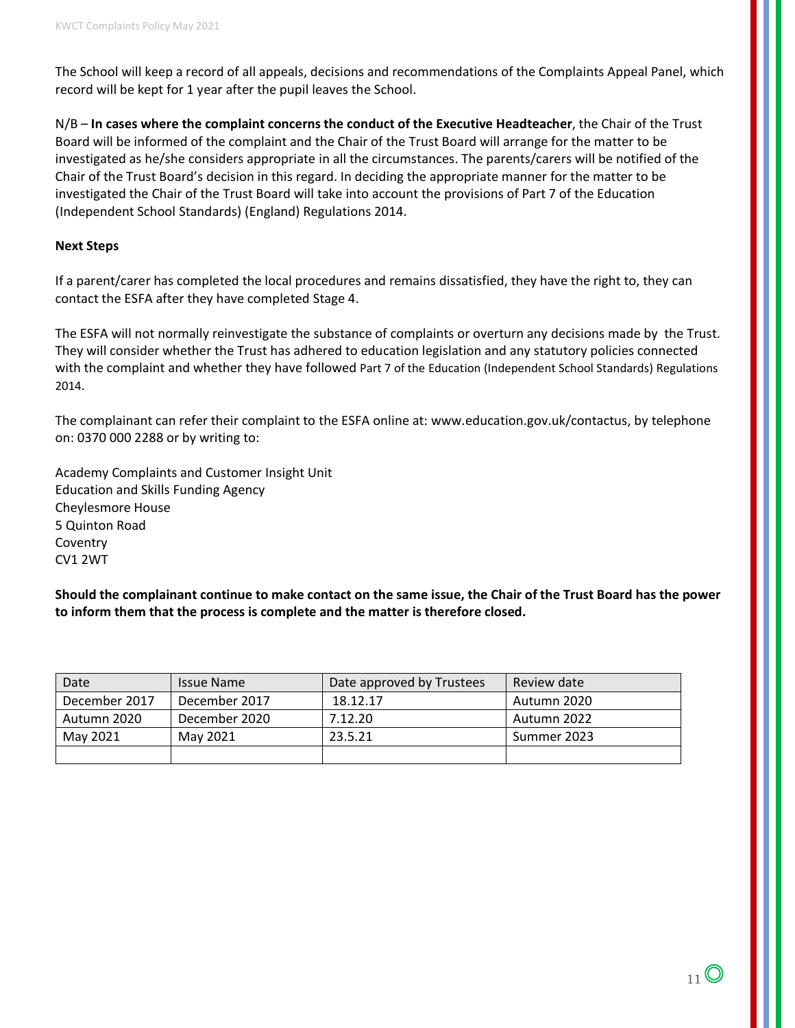The School will keep a record of all appeals, decisions and recommendations of the Complaints Appeal Panel, which record will be kept for 1 year after the pupil leaves the School.

N/B – **In cases where the complaint concerns the conduct of the Executive Headteacher**, the Chair of the Trust Board will be informed of the complaint and the Chair of the Trust Board will arrange for the matter to be investigated as he/she considers appropriate in all the circumstances. The parents/carers will be notified of the Chair of the Trust Board's decision in this regard. In deciding the appropriate manner for the matter to be investigated the Chair of the Trust Board will take into account the provisions of Part 7 of the Education (Independent School Standards) (England) Regulations 2014.

**Next Steps**

If a parent/carer has completed the local procedures and remains dissatisfied, they have the right to, they can contact the ESFA after they have completed Stage 4.

The ESFA will not normally reinvestigate the substance of complaints or overturn any decisions made by the Trust. They will consider whether the Trust has adhered to education legislation and any statutory policies connected with the complaint and whether they have followed Part 7 of the Education (Independent School Standards) Regulations 2014.

The complainant can refer their complaint to the ESFA online at: www.education.gov.uk/contactus, by telephone on: 0370 000 2288 or by writing to:

Academy Complaints and Customer Insight Unit
Education and Skills Funding Agency
Cheylesmore House
5 Quinton Road
Coventry
CV1 2WT

**Should the complainant continue to make contact on the same issue, the Chair of the Trust Board has the power to inform them that the process is complete and the matter is therefore closed.**

| Date | Issue Name | Date approved by Trustees | Review date |
|---|---|---|---|
| December 2017 | December 2017 | 18.12.17 | Autumn 2020 |
| Autumn 2020 | December 2020 | 7.12.20 | Autumn 2022 |
| May 2021 | May 2021 | 23.5.21 | Summer 2023 |
| | | | |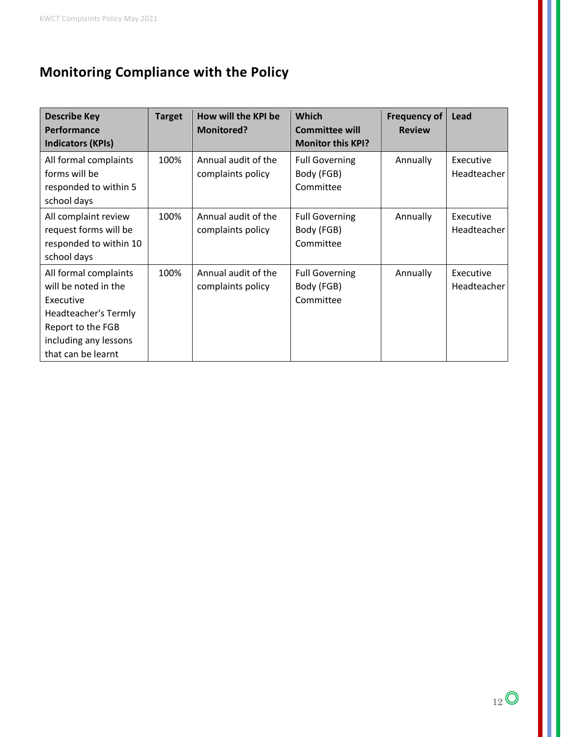## Monitoring Compliance with the Policy

| Describe Key Performance Indicators (KPIs) | Target | How will the KPI be Monitored? | Which Committee will Monitor this KPI? | Frequency of Review | Lead |
|---|---|---|---|---|---|
| All formal complaints forms will be responded to within 5 school days | 100% | Annual audit of the complaints policy | Full Governing Body (FGB) Committee | Annually | Executive Headteacher |
| All complaint review request forms will be responded to within 10 school days | 100% | Annual audit of the complaints policy | Full Governing Body (FGB) Committee | Annually | Executive Headteacher |
| All formal complaints will be noted in the Executive Headteacher's Termly Report to the FGB including any lessons that can be learnt | 100% | Annual audit of the complaints policy | Full Governing Body (FGB) Committee | Annually | Executive Headteacher |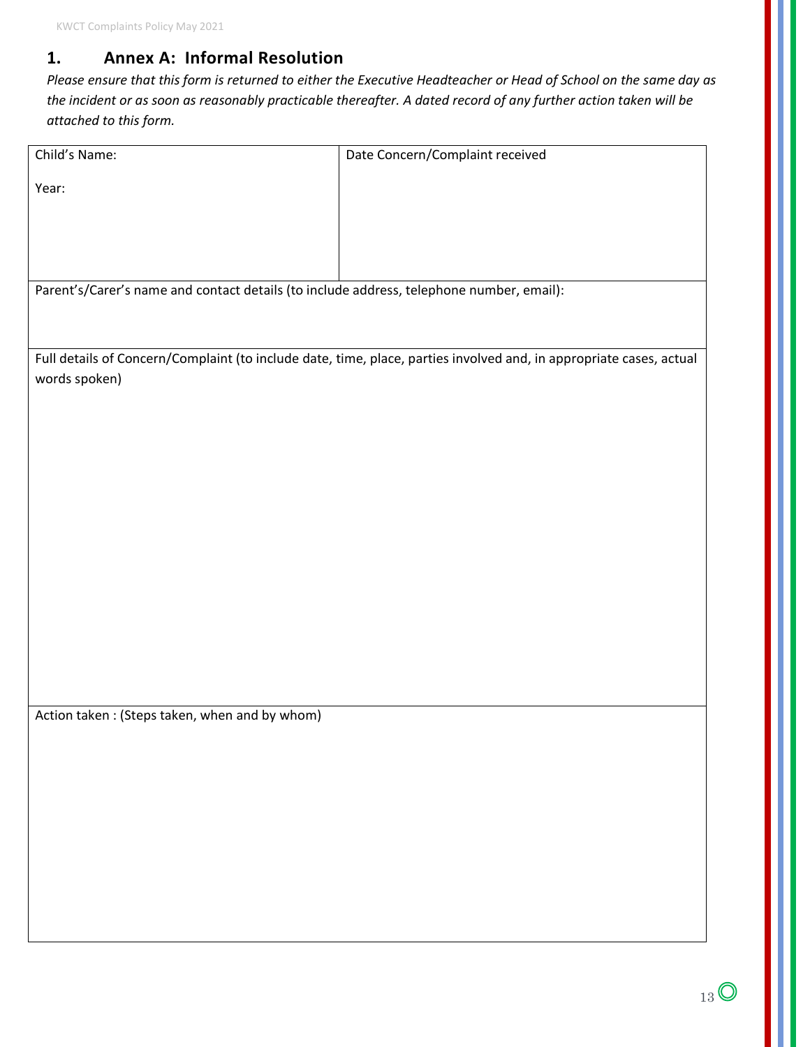## 1. Annex A: Informal Resolution

*Please ensure that this form is returned to either the Executive Headteacher or Head of School on the same day as the incident or as soon as reasonably practicable thereafter. A dated record of any further action taken will be attached to this form.*

| Child's Name:<br><br>Year: | Date Concern/Complaint received |
|---|---|
| Parent's/Carer's name and contact details (to include address, telephone number, email): | |
| Full details of Concern/Complaint (to include date, time, place, parties involved and, in appropriate cases, actual words spoken) | |
| Action taken : (Steps taken, when and by whom) | |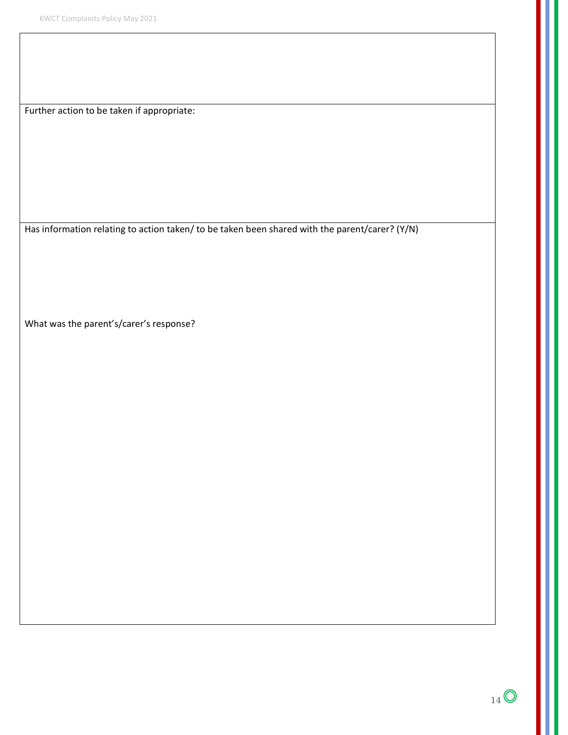Further action to be taken if appropriate:

Has information relating to action taken/ to be taken been shared with the parent/carer? (Y/N)

What was the parent's/carer's response?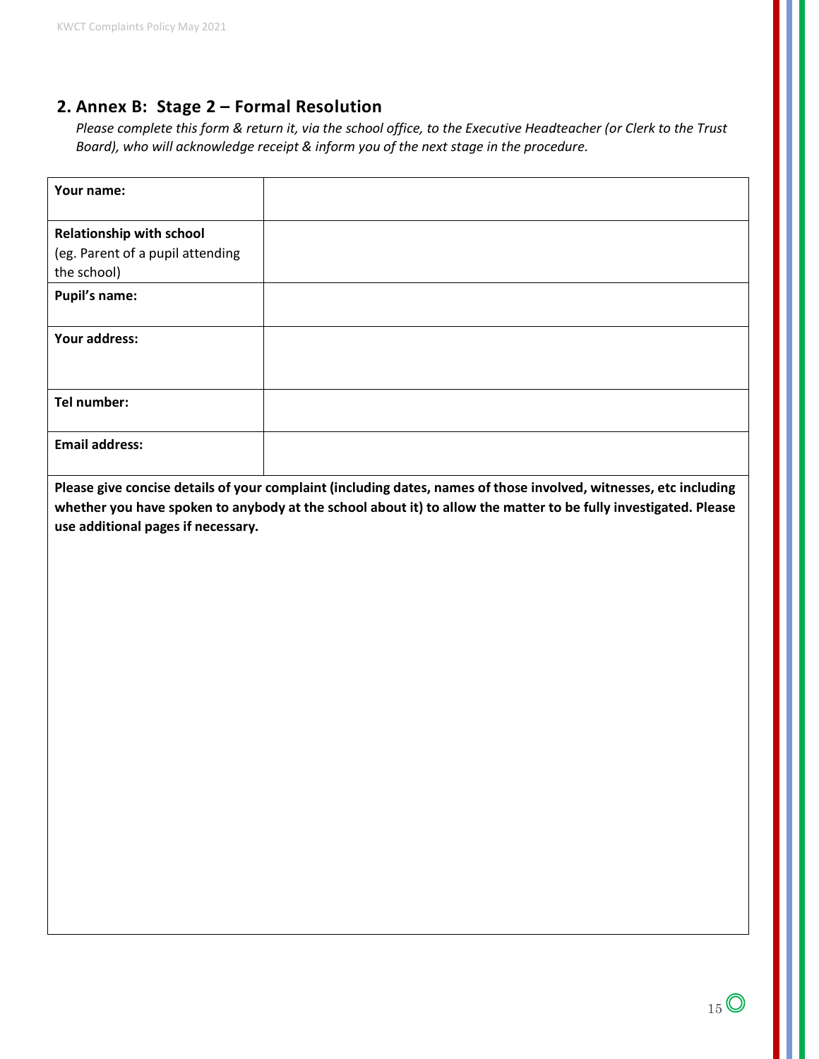## 2. Annex B: Stage 2 – Formal Resolution

*Please complete this form & return it, via the school office, to the Executive Headteacher (or Clerk to the Trust Board), who will acknowledge receipt & inform you of the next stage in the procedure.*

| **Your name:** | |
|---|---|
| **Relationship with school** (eg. Parent of a pupil attending the school) | |
| **Pupil's name:** | |
| **Your address:** | |
| **Tel number:** | |
| **Email address:** | |

**Please give concise details of your complaint (including dates, names of those involved, witnesses, etc including whether you have spoken to anybody at the school about it) to allow the matter to be fully investigated. Please use additional pages if necessary.**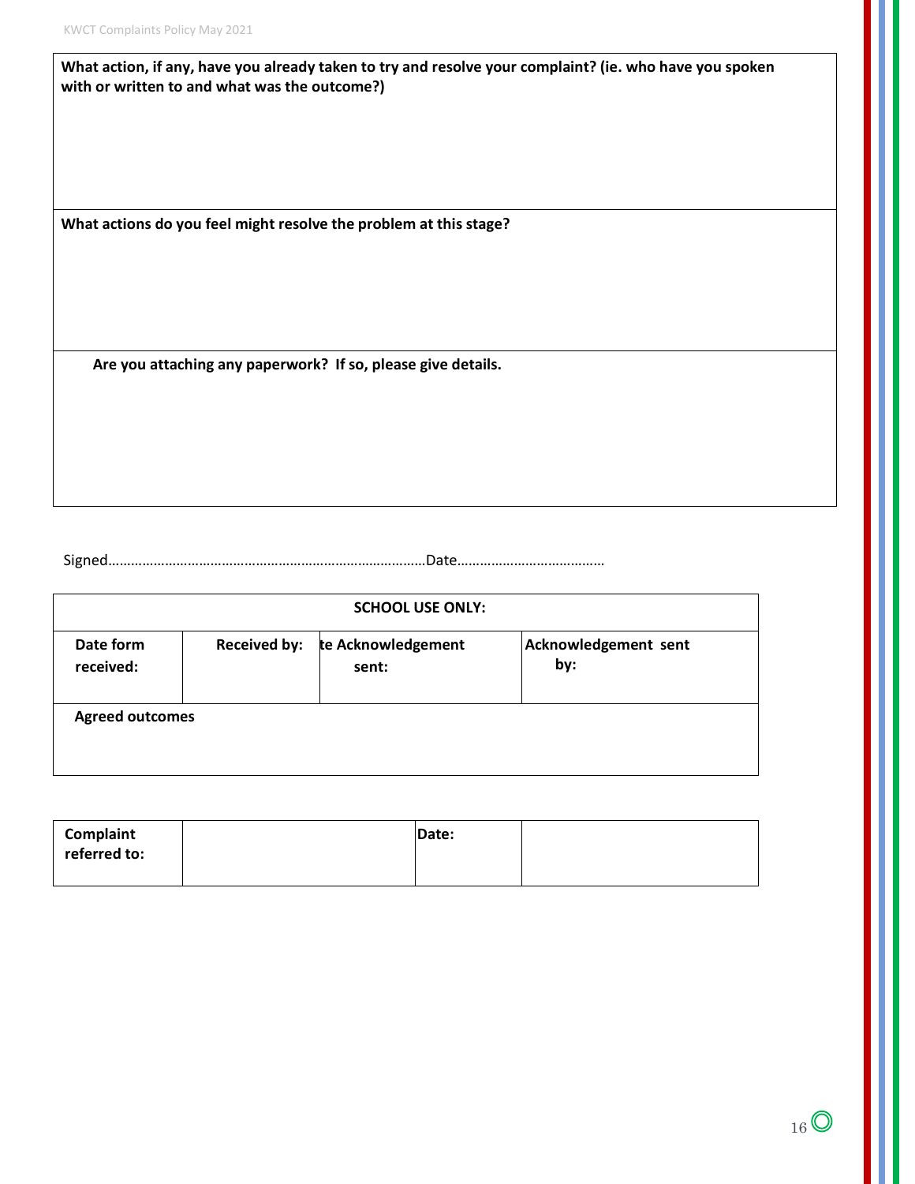| What action, if any, have you already taken to try and resolve your complaint? (ie. who have you spoken with or written to and what was the outcome?) |
|---|
| |
| **What actions do you feel might resolve the problem at this stage?** |
| |
| **Are you attaching any paperwork? If so, please give details.** |
| |

Signed……………………………………………………………………………Date…………………………………

| SCHOOL USE ONLY: | | | |
|---|---|---|---|
| **Date form received:** | **Received by:** | **te Acknowledgement sent:** | **Acknowledgement sent by:** |
| **Agreed outcomes** | | | |

| **Complaint referred to:** | | **Date:** | |
|---|---|---|---|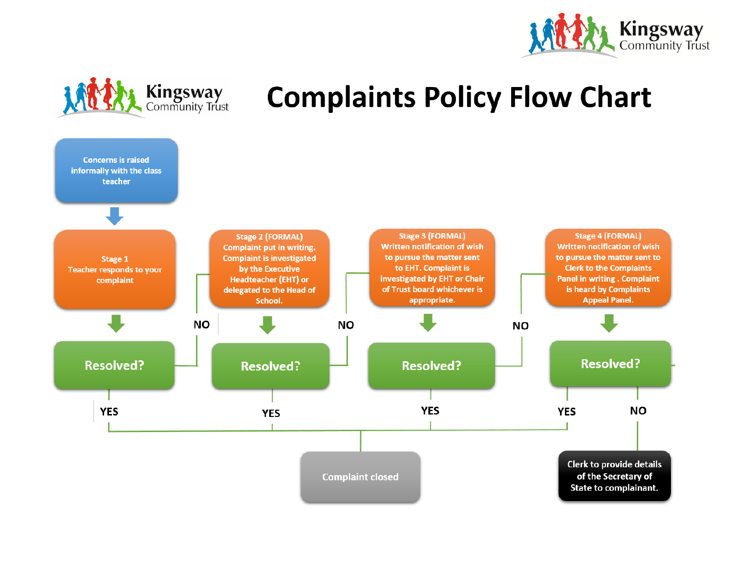# Complaints Policy Flow Chart

Concerns is raised informally with the class teacher

Stage 1
Teacher responds to your complaint

Resolved?

Stage 2 (FORMAL)
Complaint put in writing. Complaint is investigated by the Executive Headteacher (EHT) or delegated to the Head of School.

Resolved?

Stage 3 (FORMAL)
Written notification of wish to pursue the matter sent to EHT. Complaint is investigated by EHT or Chair of Trust board whichever is appropriate.

Resolved?

Stage 4 (FORMAL)
Written notification of wish to pursue the matter sent to Clerk to the Complaints Panel in writing . Complaint is heard by Complaints Appeal Panel.

Resolved?

NO

NO

NO

YES

YES

YES

YES

NO

Complaint closed

Clerk to provide details of the Secretary of State to complainant.